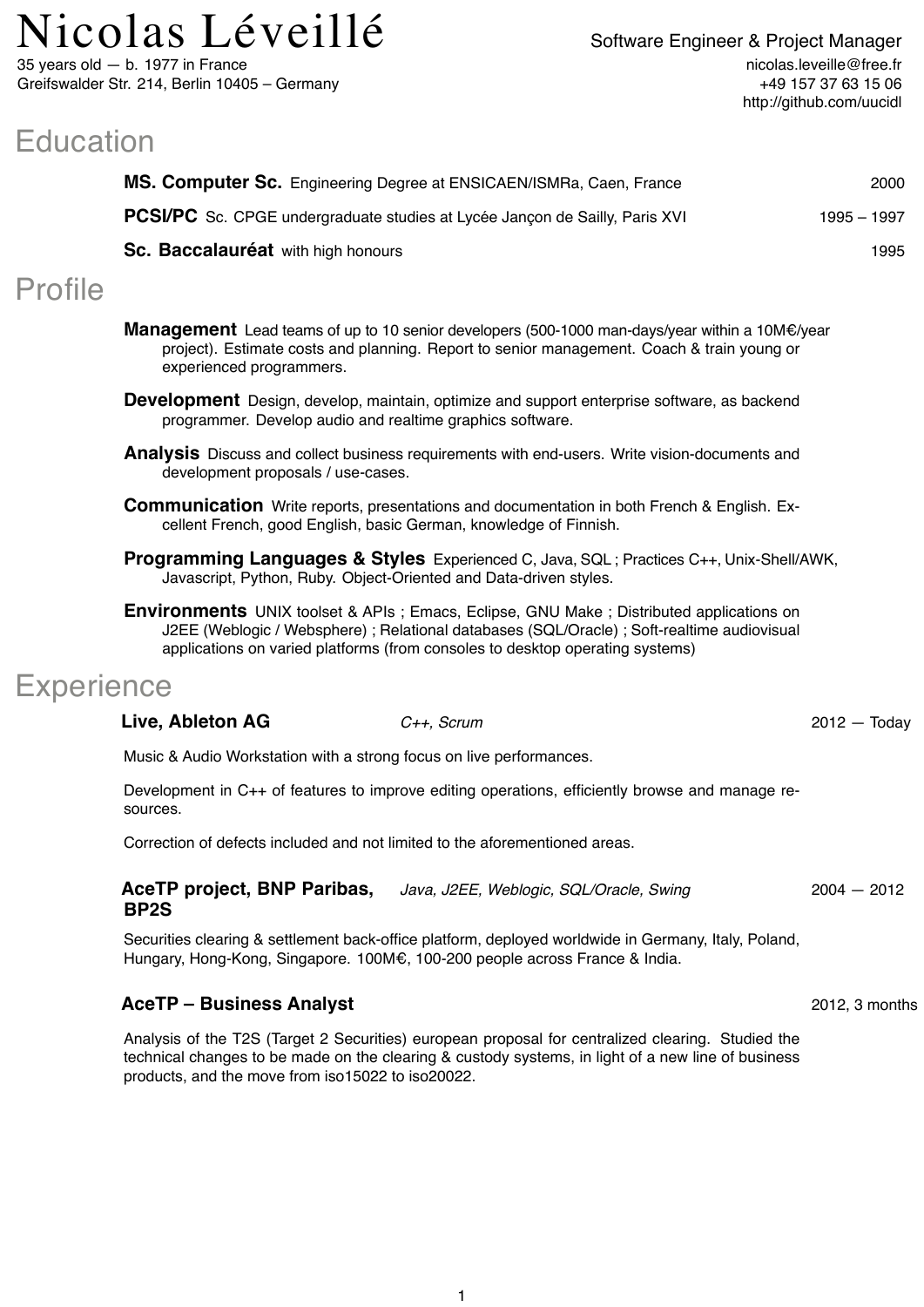# Nicolas Léveillé

35 years old — b. 1977 in France
Greifswalder Str. 214, Berlin 10405 – Germany

Software Engineer & Project Manager
nicolas.leveille@free.fr
+49 157 37 63 15 06
http://github.com/uucidl

## Education

**MS. Computer Sc.** Engineering Degree at ENSICAEN/ISMRa, Caen, France — 2000

**PCSI/PC** Sc. CPGE undergraduate studies at Lycée Jançon de Sailly, Paris XVI — 1995 – 1997

**Sc. Baccalauréat** with high honours — 1995

## Profile

**Management** Lead teams of up to 10 senior developers (500-1000 man-days/year within a 10M€/year project). Estimate costs and planning. Report to senior management. Coach & train young or experienced programmers.

**Development** Design, develop, maintain, optimize and support enterprise software, as backend programmer. Develop audio and realtime graphics software.

**Analysis** Discuss and collect business requirements with end-users. Write vision-documents and development proposals / use-cases.

**Communication** Write reports, presentations and documentation in both French & English. Excellent French, good English, basic German, knowledge of Finnish.

**Programming Languages & Styles** Experienced C, Java, SQL ; Practices C++, Unix-Shell/AWK, Javascript, Python, Ruby. Object-Oriented and Data-driven styles.

**Environments** UNIX toolset & APIs ; Emacs, Eclipse, GNU Make ; Distributed applications on J2EE (Weblogic / Websphere) ; Relational databases (SQL/Oracle) ; Soft-realtime audiovisual applications on varied platforms (from consoles to desktop operating systems)

## Experience

**Live, Ableton AG** — *C++, Scrum* — 2012 — Today

Music & Audio Workstation with a strong focus on live performances.

Development in C++ of features to improve editing operations, efficiently browse and manage resources.

Correction of defects included and not limited to the aforementioned areas.

**AceTP project, BNP Paribas, BP2S** — *Java, J2EE, Weblogic, SQL/Oracle, Swing* — 2004 — 2012

Securities clearing & settlement back-office platform, deployed worldwide in Germany, Italy, Poland, Hungary, Hong-Kong, Singapore. 100M€, 100-200 people across France & India.

**AceTP – Business Analyst** — 2012, 3 months

Analysis of the T2S (Target 2 Securities) european proposal for centralized clearing. Studied the technical changes to be made on the clearing & custody systems, in light of a new line of business products, and the move from iso15022 to iso20022.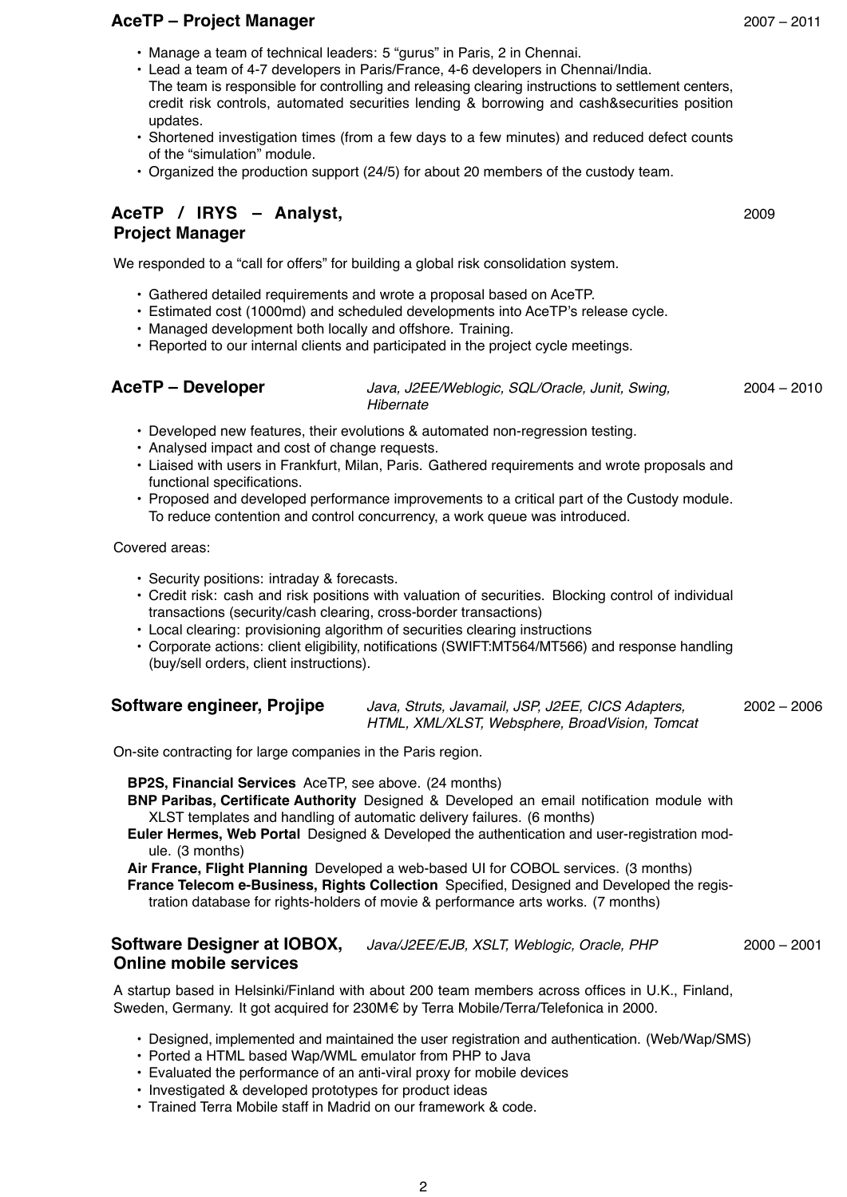### AceTP – Project Manager — 2007 – 2011

- Manage a team of technical leaders: 5 “gurus” in Paris, 2 in Chennai.
- Lead a team of 4-7 developers in Paris/France, 4-6 developers in Chennai/India.
  The team is responsible for controlling and releasing clearing instructions to settlement centers, credit risk controls, automated securities lending & borrowing and cash&securities position updates.
- Shortened investigation times (from a few days to a few minutes) and reduced defect counts of the “simulation” module.
- Organized the production support (24/5) for about 20 members of the custody team.

### AceTP / IRYS – Analyst, Project Manager — 2009

We responded to a “call for offers” for building a global risk consolidation system.

- Gathered detailed requirements and wrote a proposal based on AceTP.
- Estimated cost (1000md) and scheduled developments into AceTP’s release cycle.
- Managed development both locally and offshore. Training.
- Reported to our internal clients and participated in the project cycle meetings.

### AceTP – Developer — *Java, J2EE/Weblogic, SQL/Oracle, Junit, Swing, Hibernate* — 2004 – 2010

- Developed new features, their evolutions & automated non-regression testing.
- Analysed impact and cost of change requests.
- Liaised with users in Frankfurt, Milan, Paris. Gathered requirements and wrote proposals and functional specifications.
- Proposed and developed performance improvements to a critical part of the Custody module. To reduce contention and control concurrency, a work queue was introduced.

Covered areas:

- Security positions: intraday & forecasts.
- Credit risk: cash and risk positions with valuation of securities. Blocking control of individual transactions (security/cash clearing, cross-border transactions)
- Local clearing: provisioning algorithm of securities clearing instructions
- Corporate actions: client eligibility, notifications (SWIFT:MT564/MT566) and response handling (buy/sell orders, client instructions).

### Software engineer, Projipe — *Java, Struts, Javamail, JSP, J2EE, CICS Adapters, HTML, XML/XLST, Websphere, BroadVision, Tomcat* — 2002 – 2006

On-site contracting for large companies in the Paris region.

**BP2S, Financial Services** AceTP, see above. (24 months)
**BNP Paribas, Certificate Authority** Designed & Developed an email notification module with XLST templates and handling of automatic delivery failures. (6 months)
**Euler Hermes, Web Portal** Designed & Developed the authentication and user-registration module. (3 months)
**Air France, Flight Planning** Developed a web-based UI for COBOL services. (3 months)
**France Telecom e-Business, Rights Collection** Specified, Designed and Developed the registration database for rights-holders of movie & performance arts works. (7 months)

### Software Designer at IOBOX, Online mobile services — *Java/J2EE/EJB, XSLT, Weblogic, Oracle, PHP* — 2000 – 2001

A startup based in Helsinki/Finland with about 200 team members across offices in U.K., Finland, Sweden, Germany. It got acquired for 230M€ by Terra Mobile/Terra/Telefonica in 2000.

- Designed, implemented and maintained the user registration and authentication. (Web/Wap/SMS)
- Ported a HTML based Wap/WML emulator from PHP to Java
- Evaluated the performance of an anti-viral proxy for mobile devices
- Investigated & developed prototypes for product ideas
- Trained Terra Mobile staff in Madrid on our framework & code.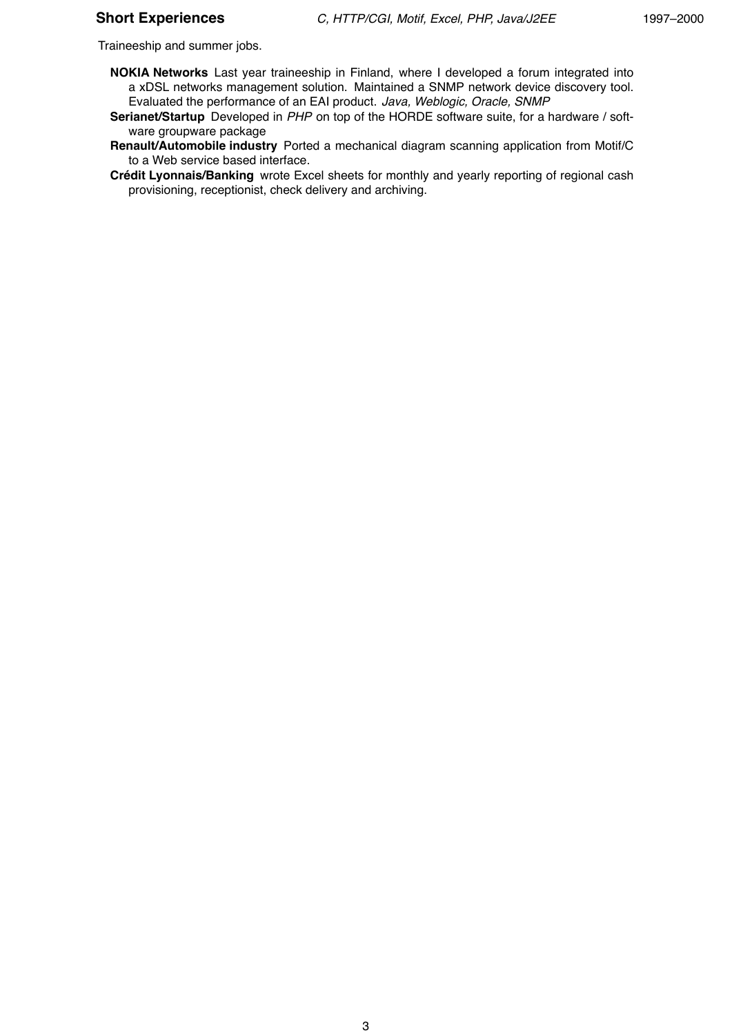**Short Experiences** *C, HTTP/CGI, Motif, Excel, PHP, Java/J2EE* 1997–2000

Traineeship and summer jobs.

- **NOKIA Networks** Last year traineeship in Finland, where I developed a forum integrated into a xDSL networks management solution. Maintained a SNMP network device discovery tool. Evaluated the performance of an EAI product. *Java, Weblogic, Oracle, SNMP*
- **Serianet/Startup** Developed in *PHP* on top of the HORDE software suite, for a hardware / software groupware package
- **Renault/Automobile industry** Ported a mechanical diagram scanning application from Motif/C to a Web service based interface.
- **Crédit Lyonnais/Banking** wrote Excel sheets for monthly and yearly reporting of regional cash provisioning, receptionist, check delivery and archiving.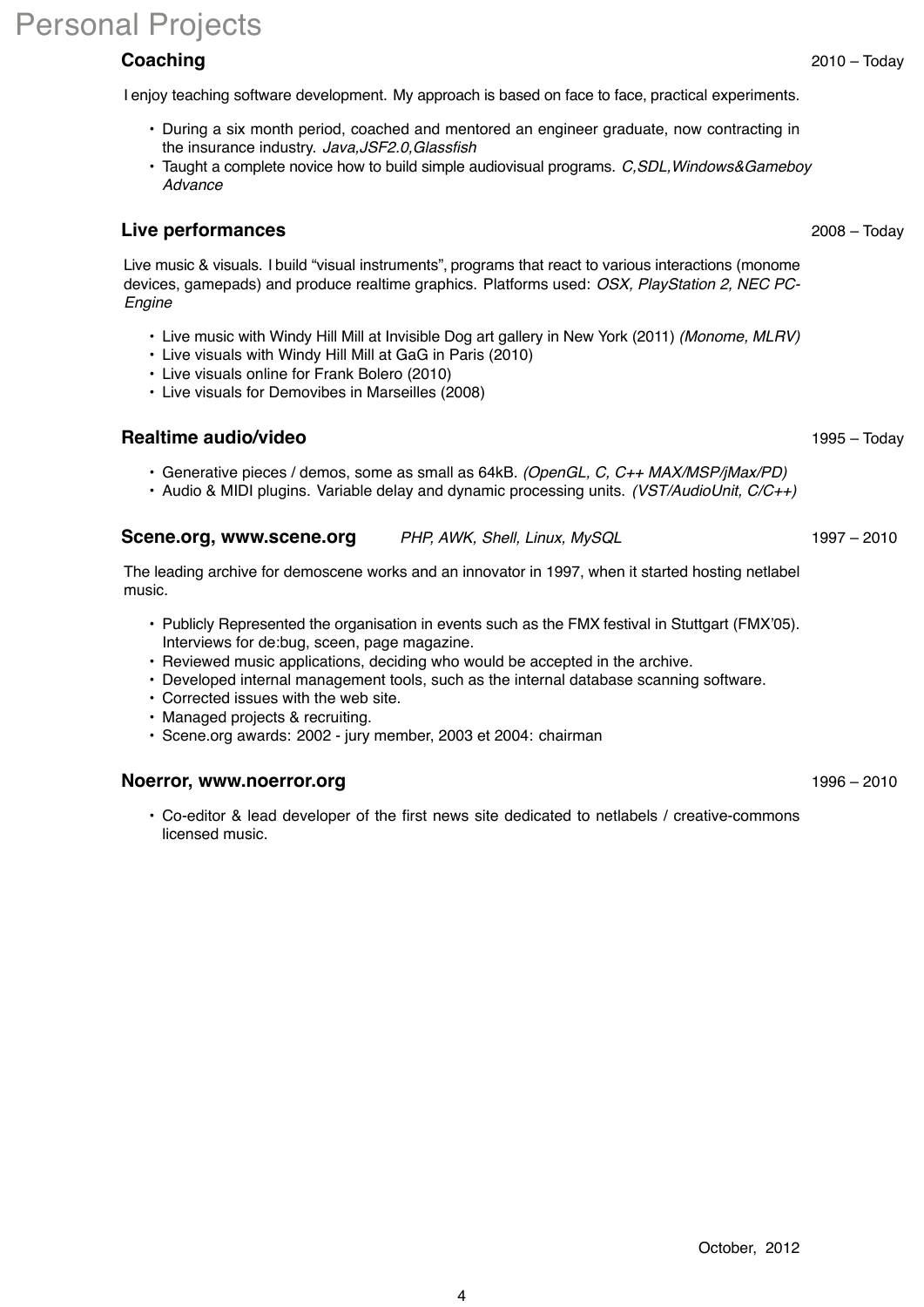# Personal Projects

### Coaching

2010 – Today

I enjoy teaching software development. My approach is based on face to face, practical experiments.

- During a six month period, coached and mentored an engineer graduate, now contracting in the insurance industry. *Java,JSF2.0,Glassfish*
- Taught a complete novice how to build simple audiovisual programs. *C,SDL,Windows&Gameboy Advance*

### Live performances

2008 – Today

Live music & visuals. I build "visual instruments", programs that react to various interactions (monome devices, gamepads) and produce realtime graphics. Platforms used: *OSX, PlayStation 2, NEC PC-Engine*

- Live music with Windy Hill Mill at Invisible Dog art gallery in New York (2011) *(Monome, MLRV)*
- Live visuals with Windy Hill Mill at GaG in Paris (2010)
- Live visuals online for Frank Bolero (2010)
- Live visuals for Demovibes in Marseilles (2008)

### Realtime audio/video

1995 – Today

- Generative pieces / demos, some as small as 64kB. *(OpenGL, C, C++ MAX/MSP/jMax/PD)*
- Audio & MIDI plugins. Variable delay and dynamic processing units. *(VST/AudioUnit, C/C++)*

### Scene.org, www.scene.org

*PHP, AWK, Shell, Linux, MySQL*

1997 – 2010

The leading archive for demoscene works and an innovator in 1997, when it started hosting netlabel music.

- Publicly Represented the organisation in events such as the FMX festival in Stuttgart (FMX'05). Interviews for de:bug, sceen, page magazine.
- Reviewed music applications, deciding who would be accepted in the archive.
- Developed internal management tools, such as the internal database scanning software.
- Corrected issues with the web site.
- Managed projects & recruiting.
- Scene.org awards: 2002 - jury member, 2003 et 2004: chairman

### Noerror, www.noerror.org

1996 – 2010

- Co-editor & lead developer of the first news site dedicated to netlabels / creative-commons licensed music.

October, 2012